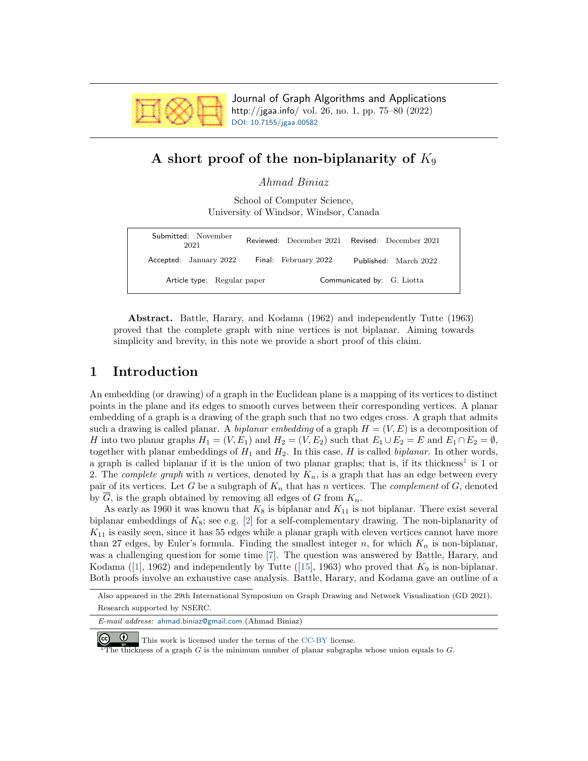# A short proof of the non-biplanarity of $K_9$

*Ahmad Biniaz*

School of Computer Science,
University of Windsor, Windsor, Canada

| Submitted: November 2021 | Reviewed: December 2021 | Revised: December 2021 |
|---|---|---|
| Accepted: January 2022 | Final: February 2022 | Published: March 2022 |
| Article type: Regular paper | Communicated by: G. Liotta | |

**Abstract.** Battle, Harary, and Kodama (1962) and independently Tutte (1963) proved that the complete graph with nine vertices is not biplanar. Aiming towards simplicity and brevity, in this note we provide a short proof of this claim.

## 1 Introduction

An embedding (or drawing) of a graph in the Euclidean plane is a mapping of its vertices to distinct points in the plane and its edges to smooth curves between their corresponding vertices. A planar embedding of a graph is a drawing of the graph such that no two edges cross. A graph that admits such a drawing is called planar. A *biplanar embedding* of a graph $H = (V, E)$ is a decomposition of $H$ into two planar graphs $H_1 = (V, E_1)$ and $H_2 = (V, E_2)$ such that $E_1 \cup E_2 = E$ and $E_1 \cap E_2 = \emptyset$, together with planar embeddings of $H_1$ and $H_2$. In this case, $H$ is called *biplanar*. In other words, a graph is called biplanar if it is the union of two planar graphs; that is, if its thickness[1] is 1 or 2. The *complete graph* with $n$ vertices, denoted by $K_n$, is a graph that has an edge between every pair of its vertices. Let $G$ be a subgraph of $K_n$ that has $n$ vertices. The *complement* of $G$, denoted by $\overline{G}$, is the graph obtained by removing all edges of $G$ from $K_n$.

As early as 1960 it was known that $K_8$ is biplanar and $K_{11}$ is not biplanar. There exist several biplanar embeddings of $K_8$; see e.g. [2] for a self-complementary drawing. The non-biplanarity of $K_{11}$ is easily seen, since it has 55 edges while a planar graph with eleven vertices cannot have more than 27 edges, by Euler's formula. Finding the smallest integer $n$, for which $K_n$ is non-biplanar, was a challenging question for some time [7]. The question was answered by Battle, Harary, and Kodama ([1], 1962) and independently by Tutte ([15], 1963) who proved that $K_9$ is non-biplanar. Both proofs involve an exhaustive case analysis. Battle, Harary, and Kodama gave an outline of a

---

Also appeared in the 29th International Symposium on Graph Drawing and Network Visualization (GD 2021). Research supported by NSERC.

*E-mail address:* ahmad.biniaz@gmail.com (Ahmad Biniaz)

This work is licensed under the terms of the CC-BY license.

[1] The thickness of a graph $G$ is the minimum number of planar subgraphs whose union equals to $G$.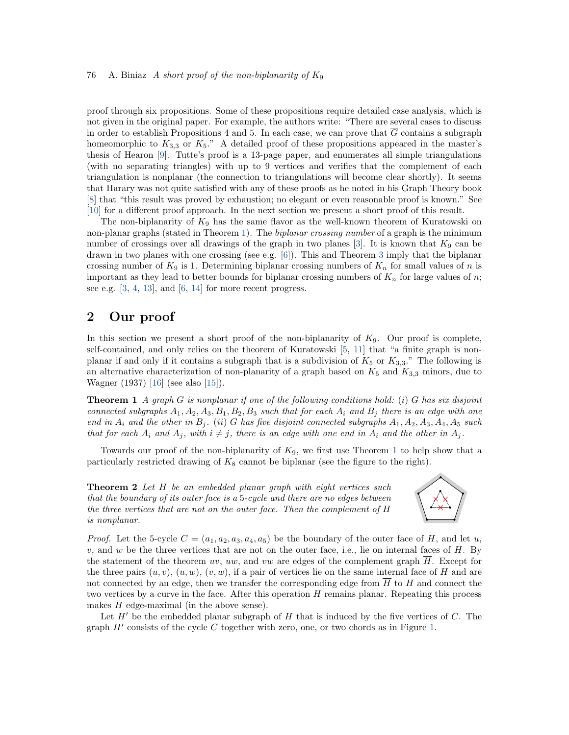proof through six propositions. Some of these propositions require detailed case analysis, which is not given in the original paper. For example, the authors write: "There are several cases to discuss in order to establish Propositions 4 and 5. In each case, we can prove that $\overline{G}$ contains a subgraph homeomorphic to $K_{3,3}$ or $K_5$." A detailed proof of these propositions appeared in the master's thesis of Hearon [9]. Tutte's proof is a 13-page paper, and enumerates all simple triangulations (with no separating triangles) with up to 9 vertices and verifies that the complement of each triangulation is nonplanar (the connection to triangulations will become clear shortly). It seems that Harary was not quite satisfied with any of these proofs as he noted in his Graph Theory book [8] that "this result was proved by exhaustion; no elegant or even reasonable proof is known." See [10] for a different proof approach. In the next section we present a short proof of this result.

The non-biplanarity of $K_9$ has the same flavor as the well-known theorem of Kuratowski on non-planar graphs (stated in Theorem 1). The *biplanar crossing number* of a graph is the minimum number of crossings over all drawings of the graph in two planes [3]. It is known that $K_9$ can be drawn in two planes with one crossing (see e.g. [6]). This and Theorem 3 imply that the biplanar crossing number of $K_9$ is 1. Determining biplanar crossing numbers of $K_n$ for small values of $n$ is important as they lead to better bounds for biplanar crossing numbers of $K_n$ for large values of $n$; see e.g. [3, 4, 13], and [6, 14] for more recent progress.

## 2 Our proof

In this section we present a short proof of the non-biplanarity of $K_9$. Our proof is complete, self-contained, and only relies on the theorem of Kuratowski [5, 11] that "a finite graph is non-planar if and only if it contains a subgraph that is a subdivision of $K_5$ or $K_{3,3}$." The following is an alternative characterization of non-planarity of a graph based on $K_5$ and $K_{3,3}$ minors, due to Wagner (1937) [16] (see also [15]).

**Theorem 1** *A graph $G$ is nonplanar if one of the following conditions hold: (i) $G$ has six disjoint connected subgraphs $A_1, A_2, A_3, B_1, B_2, B_3$ such that for each $A_i$ and $B_j$ there is an edge with one end in $A_i$ and the other in $B_j$. (ii) $G$ has five disjoint connected subgraphs $A_1, A_2, A_3, A_4, A_5$ such that for each $A_i$ and $A_j$, with $i \neq j$, there is an edge with one end in $A_i$ and the other in $A_j$.*

Towards our proof of the non-biplanarity of $K_9$, we first use Theorem 1 to help show that a particularly restricted drawing of $K_8$ cannot be biplanar (see the figure to the right).

**Theorem 2** *Let $H$ be an embedded planar graph with eight vertices such that the boundary of its outer face is a 5-cycle and there are no edges between the three vertices that are not on the outer face. Then the complement of $H$ is nonplanar.*

*Proof.* Let the 5-cycle $C = (a_1, a_2, a_3, a_4, a_5)$ be the boundary of the outer face of $H$, and let $u$, $v$, and $w$ be the three vertices that are not on the outer face, i.e., lie on internal faces of $H$. By the statement of the theorem $uv$, $uw$, and $vw$ are edges of the complement graph $\overline{H}$. Except for the three pairs $(u, v)$, $(u, w)$, $(v, w)$, if a pair of vertices lie on the same internal face of $H$ and are not connected by an edge, then we transfer the corresponding edge from $\overline{H}$ to $H$ and connect the two vertices by a curve in the face. After this operation $H$ remains planar. Repeating this process makes $H$ edge-maximal (in the above sense).

Let $H'$ be the embedded planar subgraph of $H$ that is induced by the five vertices of $C$. The graph $H'$ consists of the cycle $C$ together with zero, one, or two chords as in Figure 1.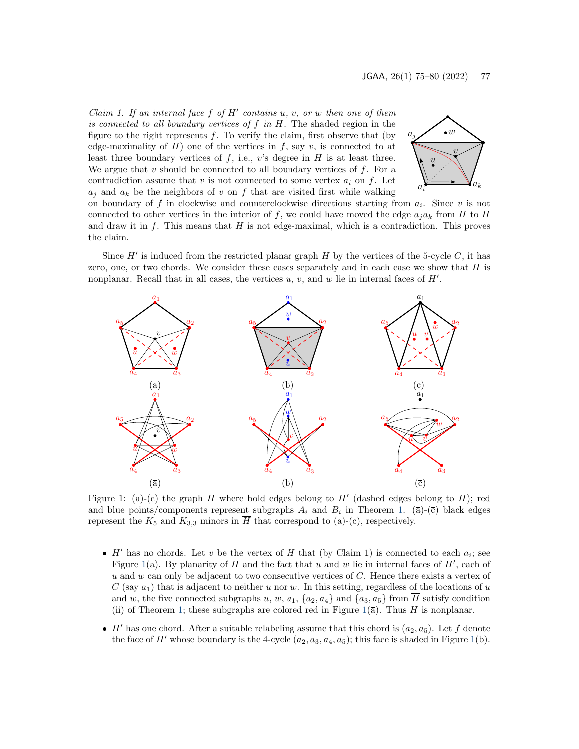*Claim 1. If an internal face $f$ of $H'$ contains $u$, $v$, or $w$ then one of them is connected to all boundary vertices of $f$ in $H$.* The shaded region in the figure to the right represents $f$. To verify the claim, first observe that (by edge-maximality of $H$) one of the vertices in $f$, say $v$, is connected to at least three boundary vertices of $f$, i.e., $v$'s degree in $H$ is at least three. We argue that $v$ should be connected to all boundary vertices of $f$. For a contradiction assume that $v$ is not connected to some vertex $a_i$ on $f$. Let $a_j$ and $a_k$ be the neighbors of $v$ on $f$ that are visited first while walking on boundary of $f$ in clockwise and counterclockwise directions starting from $a_i$. Since $v$ is not connected to other vertices in the interior of $f$, we could have moved the edge $a_ja_k$ from $\overline{H}$ to $H$ and draw it in $f$. This means that $H$ is not edge-maximal, which is a contradiction. This proves the claim.

Since $H'$ is induced from the restricted planar graph $H$ by the vertices of the 5-cycle $C$, it has zero, one, or two chords. We consider these cases separately and in each case we show that $\overline{H}$ is nonplanar. Recall that in all cases, the vertices $u$, $v$, and $w$ lie in internal faces of $H'$.

Figure 1: (a)-(c) the graph $H$ where bold edges belong to $H'$ (dashed edges belong to $\overline{H}$); red and blue points/components represent subgraphs $A_i$ and $B_i$ in Theorem 1. ($\overline{\text{a}}$)-($\overline{\text{c}}$) black edges represent the $K_5$ and $K_{3,3}$ minors in $\overline{H}$ that correspond to (a)-(c), respectively.

- $H'$ has no chords. Let $v$ be the vertex of $H$ that (by Claim 1) is connected to each $a_i$; see Figure 1(a). By planarity of $H$ and the fact that $u$ and $w$ lie in internal faces of $H'$, each of $u$ and $w$ can only be adjacent to two consecutive vertices of $C$. Hence there exists a vertex of $C$ (say $a_1$) that is adjacent to neither $u$ nor $w$. In this setting, regardless of the locations of $u$ and $w$, the five connected subgraphs $u$, $w$, $a_1$, $\{a_2, a_4\}$ and $\{a_3, a_5\}$ from $\overline{H}$ satisfy condition (ii) of Theorem 1; these subgraphs are colored red in Figure 1($\overline{\text{a}}$). Thus $\overline{H}$ is nonplanar.
- $H'$ has one chord. After a suitable relabeling assume that this chord is $(a_2, a_5)$. Let $f$ denote the face of $H'$ whose boundary is the 4-cycle $(a_2, a_3, a_4, a_5)$; this face is shaded in Figure 1(b).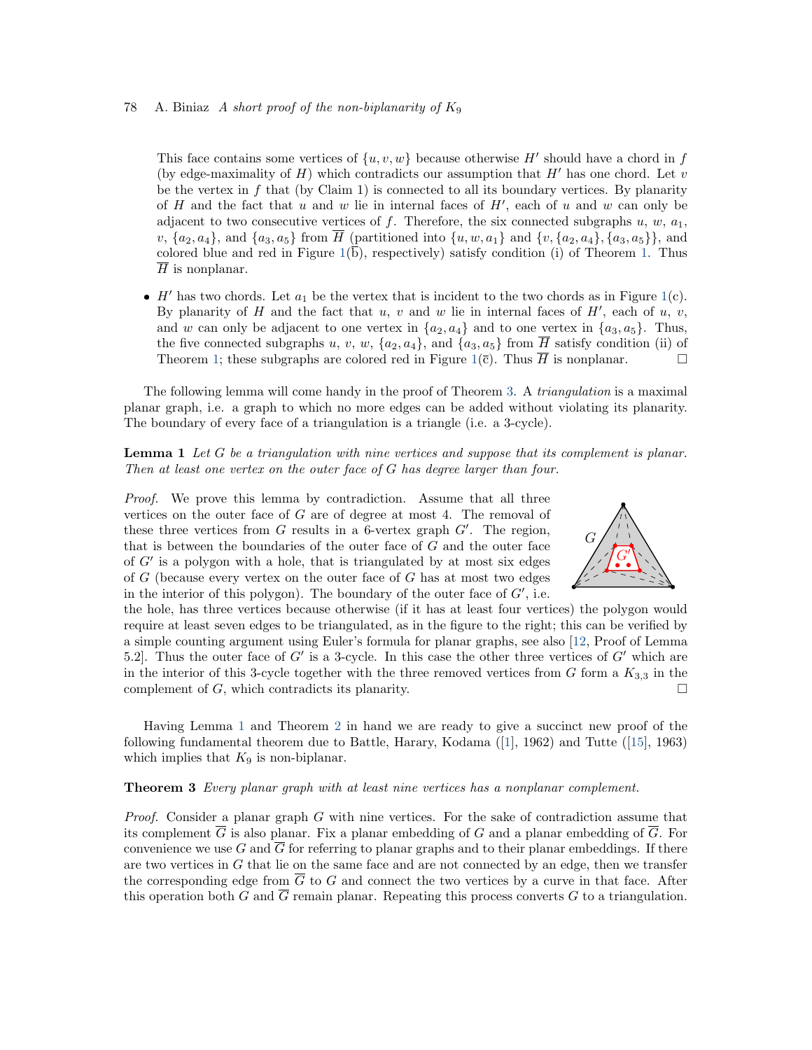This face contains some vertices of $\{u, v, w\}$ because otherwise $H'$ should have a chord in $f$ (by edge-maximality of $H$) which contradicts our assumption that $H'$ has one chord. Let $v$ be the vertex in $f$ that (by Claim 1) is connected to all its boundary vertices. By planarity of $H$ and the fact that $u$ and $w$ lie in internal faces of $H'$, each of $u$ and $w$ can only be adjacent to two consecutive vertices of $f$. Therefore, the six connected subgraphs $u$, $w$, $a_1$, $v$, $\{a_2, a_4\}$, and $\{a_3, a_5\}$ from $\overline{H}$ (partitioned into $\{u, w, a_1\}$ and $\{v, \{a_2, a_4\}, \{a_3, a_5\}\}$, and colored blue and red in Figure 1($\overline{\text{b}}$), respectively) satisfy condition (i) of Theorem 1. Thus $\overline{H}$ is nonplanar.

- $H'$ has two chords. Let $a_1$ be the vertex that is incident to the two chords as in Figure 1(c). By planarity of $H$ and the fact that $u$, $v$ and $w$ lie in internal faces of $H'$, each of $u$, $v$, and $w$ can only be adjacent to one vertex in $\{a_2, a_4\}$ and to one vertex in $\{a_3, a_5\}$. Thus, the five connected subgraphs $u$, $v$, $w$, $\{a_2, a_4\}$, and $\{a_3, a_5\}$ from $\overline{H}$ satisfy condition (ii) of Theorem 1; these subgraphs are colored red in Figure 1($\overline{\text{c}}$). Thus $\overline{H}$ is nonplanar. □

The following lemma will come handy in the proof of Theorem 3. A *triangulation* is a maximal planar graph, i.e. a graph to which no more edges can be added without violating its planarity. The boundary of every face of a triangulation is a triangle (i.e. a 3-cycle).

**Lemma 1** *Let $G$ be a triangulation with nine vertices and suppose that its complement is planar. Then at least one vertex on the outer face of $G$ has degree larger than four.*

*Proof.* We prove this lemma by contradiction. Assume that all three vertices on the outer face of $G$ are of degree at most 4. The removal of these three vertices from $G$ results in a 6-vertex graph $G'$. The region, that is between the boundaries of the outer face of $G$ and the outer face of $G'$ is a polygon with a hole, that is triangulated by at most six edges of $G$ (because every vertex on the outer face of $G$ has at most two edges in the interior of this polygon). The boundary of the outer face of $G'$, i.e. the hole, has three vertices because otherwise (if it has at least four vertices) the polygon would require at least seven edges to be triangulated, as in the figure to the right; this can be verified by a simple counting argument using Euler's formula for planar graphs, see also [12, Proof of Lemma 5.2]. Thus the outer face of $G'$ is a 3-cycle. In this case the other three vertices of $G'$ which are in the interior of this 3-cycle together with the three removed vertices from $G$ form a $K_{3,3}$ in the complement of $G$, which contradicts its planarity. □

Having Lemma 1 and Theorem 2 in hand we are ready to give a succinct new proof of the following fundamental theorem due to Battle, Harary, Kodama ([1], 1962) and Tutte ([15], 1963) which implies that $K_9$ is non-biplanar.

**Theorem 3** *Every planar graph with at least nine vertices has a nonplanar complement.*

*Proof.* Consider a planar graph $G$ with nine vertices. For the sake of contradiction assume that its complement $\overline{G}$ is also planar. Fix a planar embedding of $G$ and a planar embedding of $\overline{G}$. For convenience we use $G$ and $\overline{G}$ for referring to planar graphs and to their planar embeddings. If there are two vertices in $G$ that lie on the same face and are not connected by an edge, then we transfer the corresponding edge from $\overline{G}$ to $G$ and connect the two vertices by a curve in that face. After this operation both $G$ and $\overline{G}$ remain planar. Repeating this process converts $G$ to a triangulation.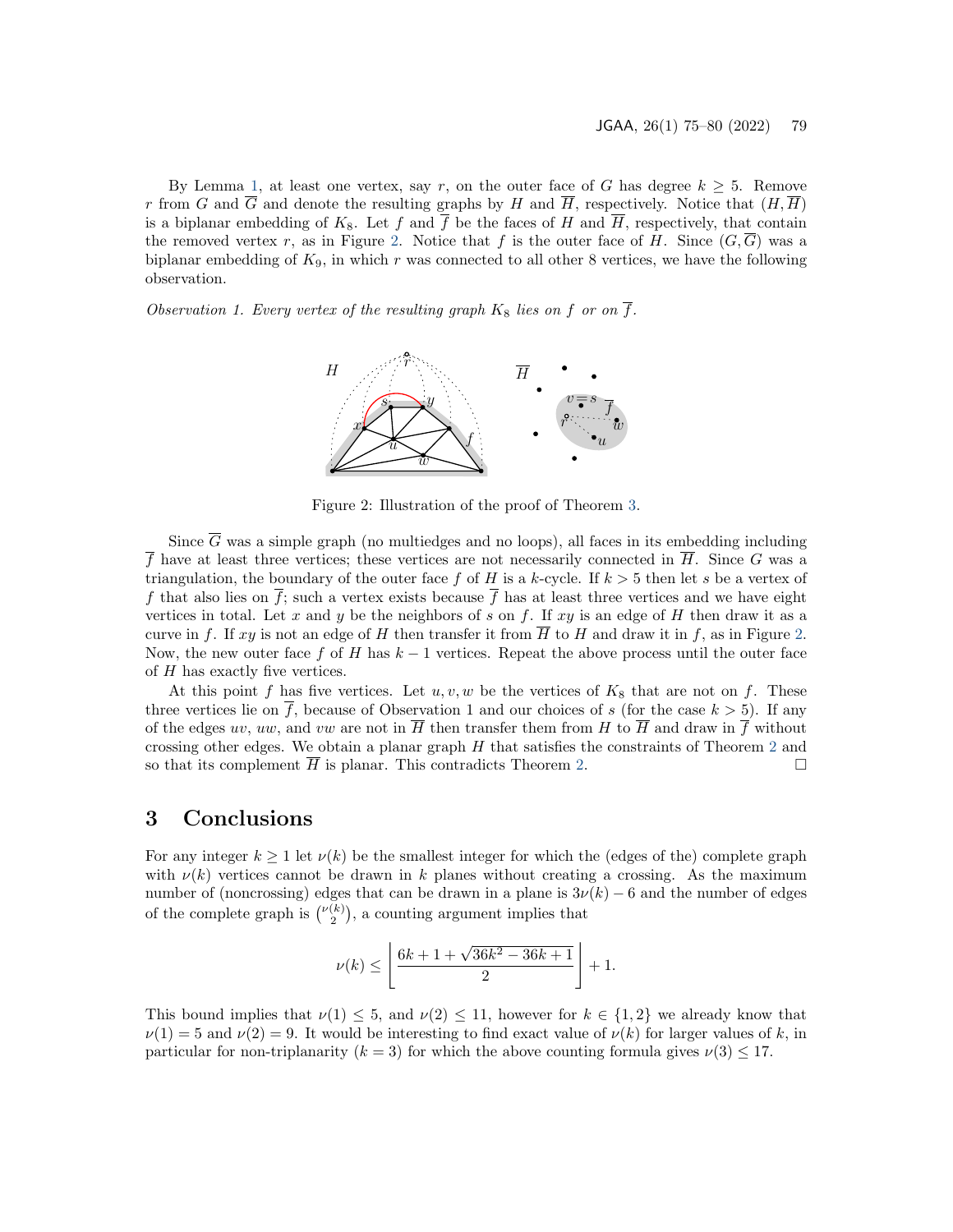By Lemma 1, at least one vertex, say $r$, on the outer face of $G$ has degree $k \geq 5$. Remove $r$ from $G$ and $\overline{G}$ and denote the resulting graphs by $H$ and $\overline{H}$, respectively. Notice that $(H, \overline{H})$ is a biplanar embedding of $K_8$. Let $f$ and $\overline{f}$ be the faces of $H$ and $\overline{H}$, respectively, that contain the removed vertex $r$, as in Figure 2. Notice that $f$ is the outer face of $H$. Since $(G, \overline{G})$ was a biplanar embedding of $K_9$, in which $r$ was connected to all other 8 vertices, we have the following observation.

*Observation 1. Every vertex of the resulting graph $K_8$ lies on $f$ or on $\overline{f}$.*

Figure 2: Illustration of the proof of Theorem 3.

Since $\overline{G}$ was a simple graph (no multiedges and no loops), all faces in its embedding including $\overline{f}$ have at least three vertices; these vertices are not necessarily connected in $\overline{H}$. Since $G$ was a triangulation, the boundary of the outer face $f$ of $H$ is a $k$-cycle. If $k > 5$ then let $s$ be a vertex of $f$ that also lies on $\overline{f}$; such a vertex exists because $\overline{f}$ has at least three vertices and we have eight vertices in total. Let $x$ and $y$ be the neighbors of $s$ on $f$. If $xy$ is an edge of $H$ then draw it as a curve in $f$. If $xy$ is not an edge of $H$ then transfer it from $\overline{H}$ to $H$ and draw it in $f$, as in Figure 2. Now, the new outer face $f$ of $H$ has $k - 1$ vertices. Repeat the above process until the outer face of $H$ has exactly five vertices.

At this point $f$ has five vertices. Let $u, v, w$ be the vertices of $K_8$ that are not on $f$. These three vertices lie on $\overline{f}$, because of Observation 1 and our choices of $s$ (for the case $k > 5$). If any of the edges $uv$, $uw$, and $vw$ are not in $\overline{H}$ then transfer them from $H$ to $\overline{H}$ and draw in $\overline{f}$ without crossing other edges. We obtain a planar graph $H$ that satisfies the constraints of Theorem 2 and so that its complement $\overline{H}$ is planar. This contradicts Theorem 2. □

## 3 Conclusions

For any integer $k \geq 1$ let $\nu(k)$ be the smallest integer for which the (edges of the) complete graph with $\nu(k)$ vertices cannot be drawn in $k$ planes without creating a crossing. As the maximum number of (noncrossing) edges that can be drawn in a plane is $3\nu(k) - 6$ and the number of edges of the complete graph is $\binom{\nu(k)}{2}$, a counting argument implies that

$$\nu(k) \leq \left\lfloor \frac{6k + 1 + \sqrt{36k^2 - 36k + 1}}{2} \right\rfloor + 1.$$

This bound implies that $\nu(1) \leq 5$, and $\nu(2) \leq 11$, however for $k \in \{1, 2\}$ we already know that $\nu(1) = 5$ and $\nu(2) = 9$. It would be interesting to find exact value of $\nu(k)$ for larger values of $k$, in particular for non-triplanarity ($k = 3$) for which the above counting formula gives $\nu(3) \leq 17$.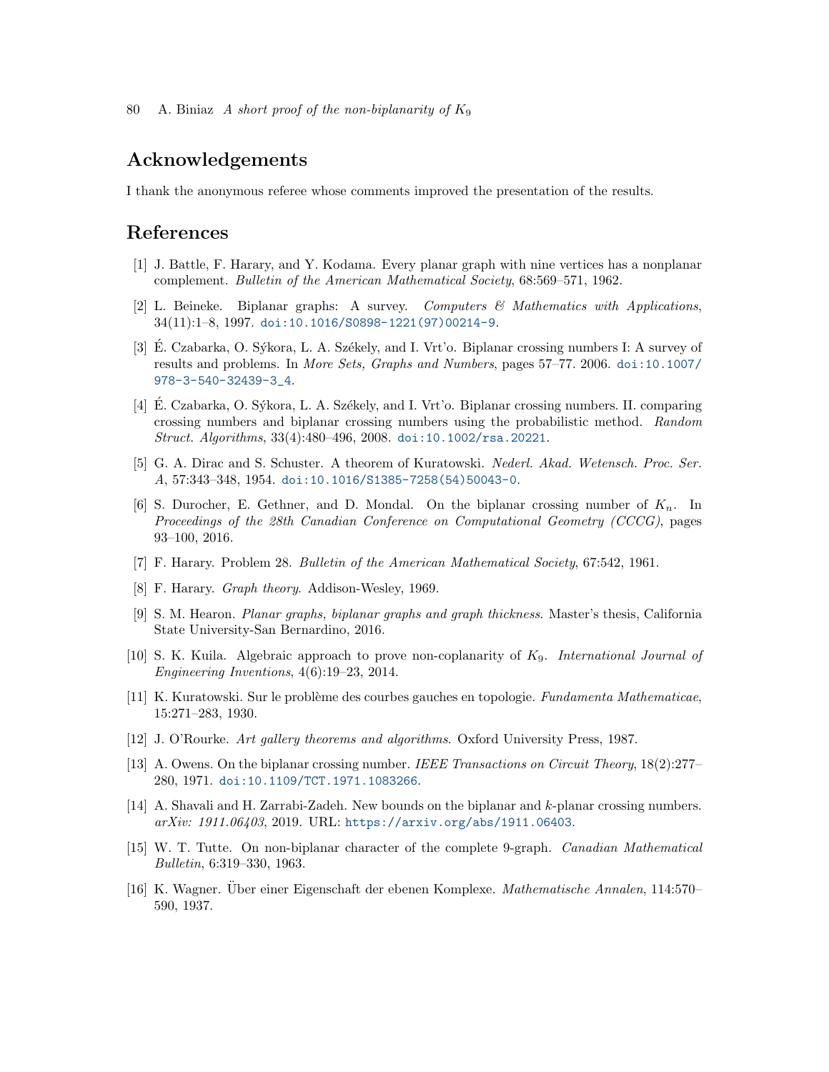## Acknowledgements

I thank the anonymous referee whose comments improved the presentation of the results.

## References

[1] J. Battle, F. Harary, and Y. Kodama. Every planar graph with nine vertices has a nonplanar complement. *Bulletin of the American Mathematical Society*, 68:569–571, 1962.

[2] L. Beineke. Biplanar graphs: A survey. *Computers & Mathematics with Applications*, 34(11):1–8, 1997. doi:10.1016/S0898-1221(97)00214-9.

[3] É. Czabarka, O. Sýkora, L. A. Székely, and I. Vrt'o. Biplanar crossing numbers I: A survey of results and problems. In *More Sets, Graphs and Numbers*, pages 57–77. 2006. doi:10.1007/978-3-540-32439-3_4.

[4] É. Czabarka, O. Sýkora, L. A. Székely, and I. Vrt'o. Biplanar crossing numbers. II. comparing crossing numbers and biplanar crossing numbers using the probabilistic method. *Random Struct. Algorithms*, 33(4):480–496, 2008. doi:10.1002/rsa.20221.

[5] G. A. Dirac and S. Schuster. A theorem of Kuratowski. *Nederl. Akad. Wetensch. Proc. Ser. A*, 57:343–348, 1954. doi:10.1016/S1385-7258(54)50043-0.

[6] S. Durocher, E. Gethner, and D. Mondal. On the biplanar crossing number of $K_n$. In *Proceedings of the 28th Canadian Conference on Computational Geometry (CCCG)*, pages 93–100, 2016.

[7] F. Harary. Problem 28. *Bulletin of the American Mathematical Society*, 67:542, 1961.

[8] F. Harary. *Graph theory*. Addison-Wesley, 1969.

[9] S. M. Hearon. *Planar graphs, biplanar graphs and graph thickness*. Master's thesis, California State University-San Bernardino, 2016.

[10] S. K. Kuila. Algebraic approach to prove non-coplanarity of $K_9$. *International Journal of Engineering Inventions*, 4(6):19–23, 2014.

[11] K. Kuratowski. Sur le problème des courbes gauches en topologie. *Fundamenta Mathematicae*, 15:271–283, 1930.

[12] J. O'Rourke. *Art gallery theorems and algorithms*. Oxford University Press, 1987.

[13] A. Owens. On the biplanar crossing number. *IEEE Transactions on Circuit Theory*, 18(2):277–280, 1971. doi:10.1109/TCT.1971.1083266.

[14] A. Shavali and H. Zarrabi-Zadeh. New bounds on the biplanar and $k$-planar crossing numbers. *arXiv: 1911.06403*, 2019. URL: https://arxiv.org/abs/1911.06403.

[15] W. T. Tutte. On non-biplanar character of the complete 9-graph. *Canadian Mathematical Bulletin*, 6:319–330, 1963.

[16] K. Wagner. Über einer Eigenschaft der ebenen Komplexe. *Mathematische Annalen*, 114:570–590, 1937.